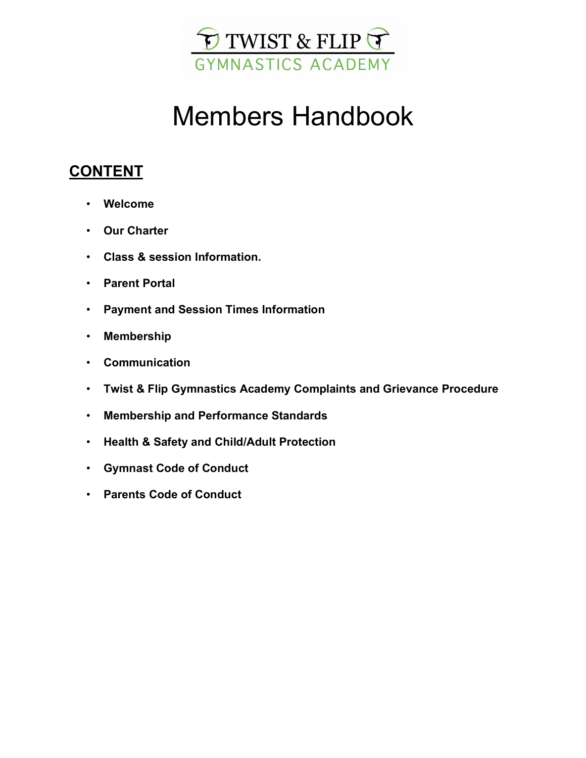TWIST & FLIP

GYMNASTICS ACADEMY

# Members Handbook

## CONTENT

- **Welcome**
- **Our Charter**
- **Class & session Information.**
- **Parent Portal**
- **Payment and Session Times Information**
- **Membership**
- **Communication**
- **Twist & Flip Gymnastics Academy Complaints and Grievance Procedure**
- **Membership and Performance Standards**
- **Health & Safety and Child/Adult Protection**
- **Gymnast Code of Conduct**
- **Parents Code of Conduct**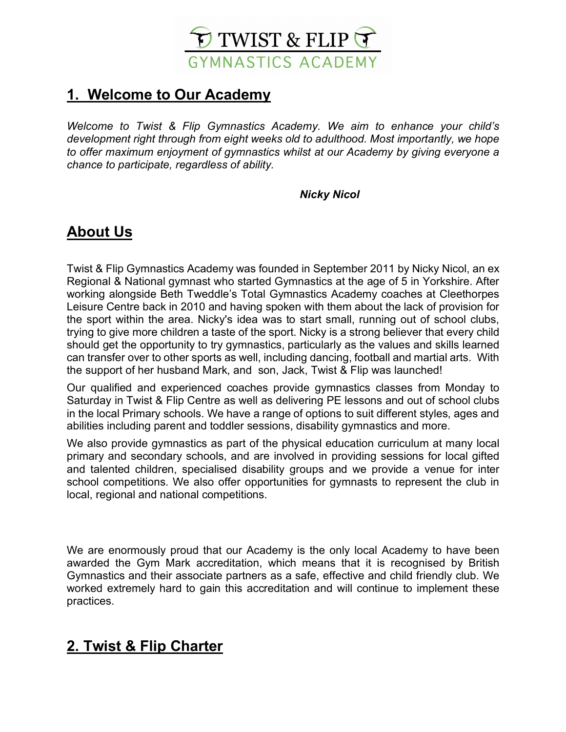# TWIST & FLIP
GYMNASTICS ACADEMY

## 1. Welcome to Our Academy

*Welcome to Twist & Flip Gymnastics Academy. We aim to enhance your child's development right through from eight weeks old to adulthood. Most importantly, we hope to offer maximum enjoyment of gymnastics whilst at our Academy by giving everyone a chance to participate, regardless of ability.*

***Nicky Nicol***

## About Us

Twist & Flip Gymnastics Academy was founded in September 2011 by Nicky Nicol, an ex Regional & National gymnast who started Gymnastics at the age of 5 in Yorkshire. After working alongside Beth Tweddle's Total Gymnastics Academy coaches at Cleethorpes Leisure Centre back in 2010 and having spoken with them about the lack of provision for the sport within the area. Nicky's idea was to start small, running out of school clubs, trying to give more children a taste of the sport. Nicky is a strong believer that every child should get the opportunity to try gymnastics, particularly as the values and skills learned can transfer over to other sports as well, including dancing, football and martial arts. With the support of her husband Mark, and son, Jack, Twist & Flip was launched!

Our qualified and experienced coaches provide gymnastics classes from Monday to Saturday in Twist & Flip Centre as well as delivering PE lessons and out of school clubs in the local Primary schools. We have a range of options to suit different styles, ages and abilities including parent and toddler sessions, disability gymnastics and more.

We also provide gymnastics as part of the physical education curriculum at many local primary and secondary schools, and are involved in providing sessions for local gifted and talented children, specialised disability groups and we provide a venue for inter school competitions. We also offer opportunities for gymnasts to represent the club in local, regional and national competitions.

We are enormously proud that our Academy is the only local Academy to have been awarded the Gym Mark accreditation, which means that it is recognised by British Gymnastics and their associate partners as a safe, effective and child friendly club. We worked extremely hard to gain this accreditation and will continue to implement these practices.

## 2. Twist & Flip Charter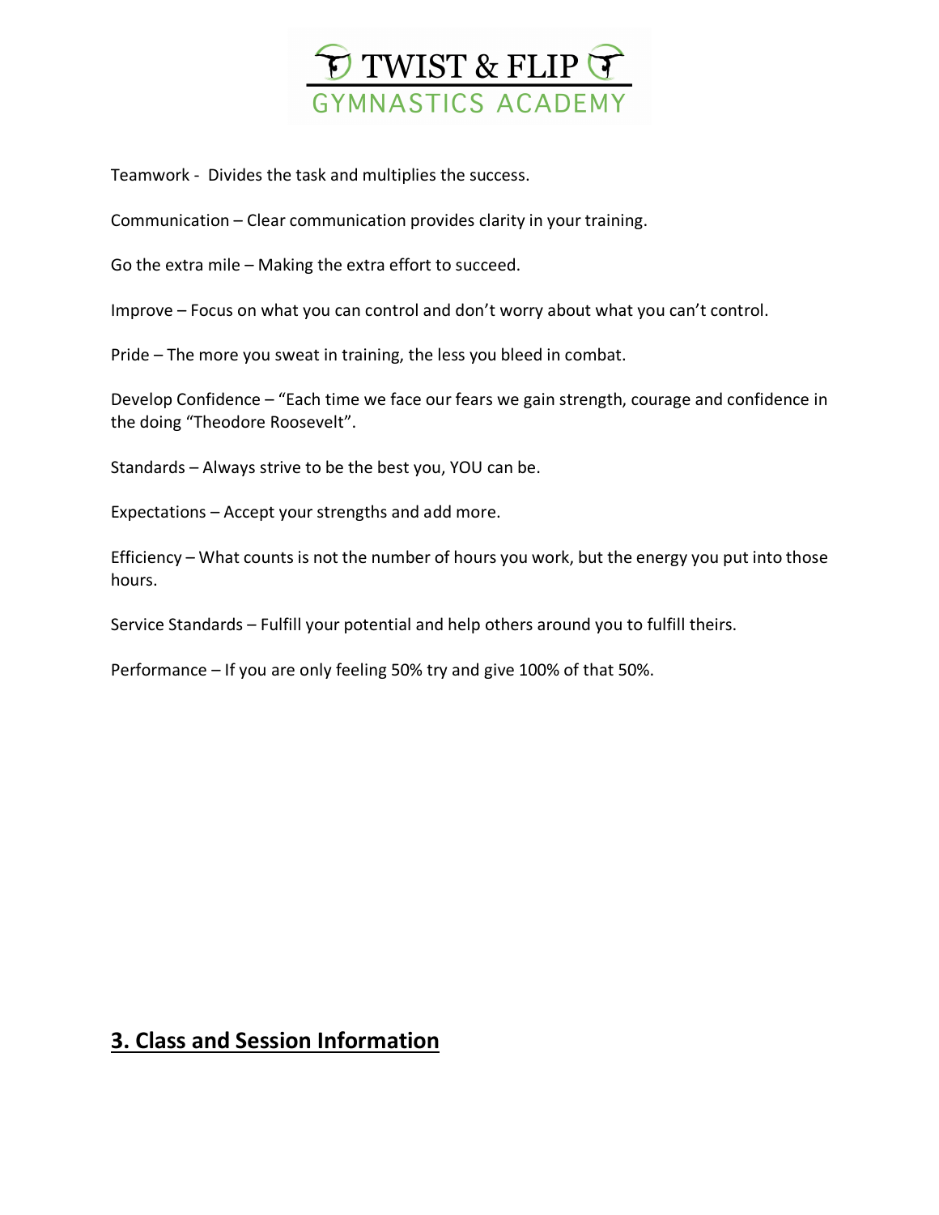Teamwork - Divides the task and multiplies the success.

Communication – Clear communication provides clarity in your training.

Go the extra mile – Making the extra effort to succeed.

Improve – Focus on what you can control and don't worry about what you can't control.

Pride – The more you sweat in training, the less you bleed in combat.

Develop Confidence – "Each time we face our fears we gain strength, courage and confidence in the doing "Theodore Roosevelt".

Standards – Always strive to be the best you, YOU can be.

Expectations – Accept your strengths and add more.

Efficiency – What counts is not the number of hours you work, but the energy you put into those hours.

Service Standards – Fulfill your potential and help others around you to fulfill theirs.

Performance – If you are only feeling 50% try and give 100% of that 50%.

## 3. Class and Session Information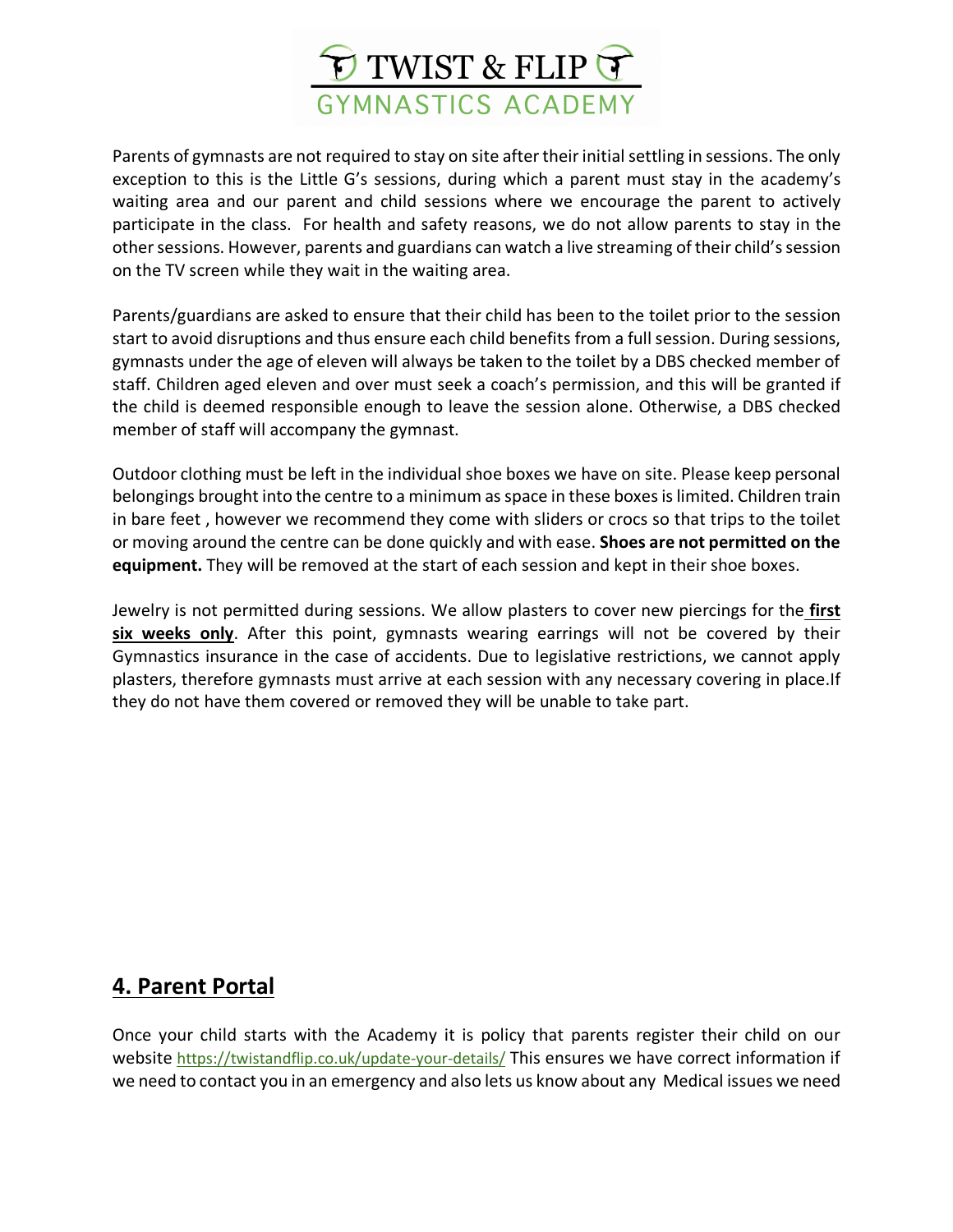Parents of gymnasts are not required to stay on site after their initial settling in sessions. The only exception to this is the Little G's sessions, during which a parent must stay in the academy's waiting area and our parent and child sessions where we encourage the parent to actively participate in the class. For health and safety reasons, we do not allow parents to stay in the other sessions. However, parents and guardians can watch a live streaming of their child's session on the TV screen while they wait in the waiting area.

Parents/guardians are asked to ensure that their child has been to the toilet prior to the session start to avoid disruptions and thus ensure each child benefits from a full session. During sessions, gymnasts under the age of eleven will always be taken to the toilet by a DBS checked member of staff. Children aged eleven and over must seek a coach's permission, and this will be granted if the child is deemed responsible enough to leave the session alone. Otherwise, a DBS checked member of staff will accompany the gymnast.

Outdoor clothing must be left in the individual shoe boxes we have on site. Please keep personal belongings brought into the centre to a minimum as space in these boxes is limited. Children train in bare feet , however we recommend they come with sliders or crocs so that trips to the toilet or moving around the centre can be done quickly and with ease. **Shoes are not permitted on the equipment.** They will be removed at the start of each session and kept in their shoe boxes.

Jewelry is not permitted during sessions. We allow plasters to cover new piercings for the **first six weeks only**. After this point, gymnasts wearing earrings will not be covered by their Gymnastics insurance in the case of accidents. Due to legislative restrictions, we cannot apply plasters, therefore gymnasts must arrive at each session with any necessary covering in place.If they do not have them covered or removed they will be unable to take part.

## 4. Parent Portal

Once your child starts with the Academy it is policy that parents register their child on our website https://twistandflip.co.uk/update-your-details/ This ensures we have correct information if we need to contact you in an emergency and also lets us know about any Medical issues we need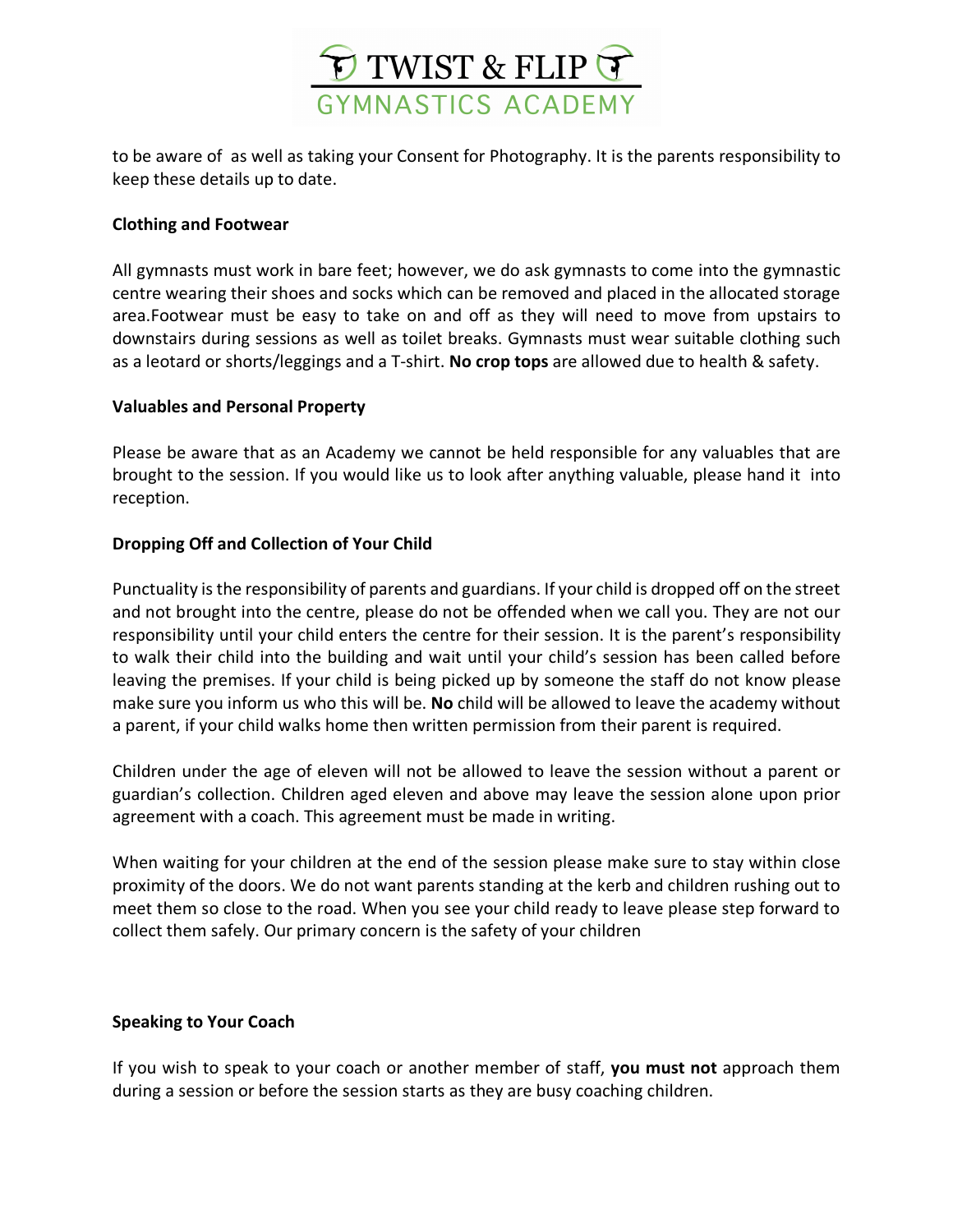to be aware of  as well as taking your Consent for Photography. It is the parents responsibility to keep these details up to date.

**Clothing and Footwear**

All gymnasts must work in bare feet; however, we do ask gymnasts to come into the gymnastic centre wearing their shoes and socks which can be removed and placed in the allocated storage area.Footwear must be easy to take on and off as they will need to move from upstairs to downstairs during sessions as well as toilet breaks. Gymnasts must wear suitable clothing such as a leotard or shorts/leggings and a T-shirt. **No crop tops** are allowed due to health & safety.

**Valuables and Personal Property**

Please be aware that as an Academy we cannot be held responsible for any valuables that are brought to the session. If you would like us to look after anything valuable, please hand it  into reception.

**Dropping Off and Collection of Your Child**

Punctuality is the responsibility of parents and guardians. If your child is dropped off on the street and not brought into the centre, please do not be offended when we call you. They are not our responsibility until your child enters the centre for their session. It is the parent's responsibility to walk their child into the building and wait until your child's session has been called before leaving the premises. If your child is being picked up by someone the staff do not know please make sure you inform us who this will be. **No** child will be allowed to leave the academy without a parent, if your child walks home then written permission from their parent is required.

Children under the age of eleven will not be allowed to leave the session without a parent or guardian's collection. Children aged eleven and above may leave the session alone upon prior agreement with a coach. This agreement must be made in writing.

When waiting for your children at the end of the session please make sure to stay within close proximity of the doors. We do not want parents standing at the kerb and children rushing out to meet them so close to the road. When you see your child ready to leave please step forward to collect them safely. Our primary concern is the safety of your children

**Speaking to Your Coach**

If you wish to speak to your coach or another member of staff, **you must not** approach them during a session or before the session starts as they are busy coaching children.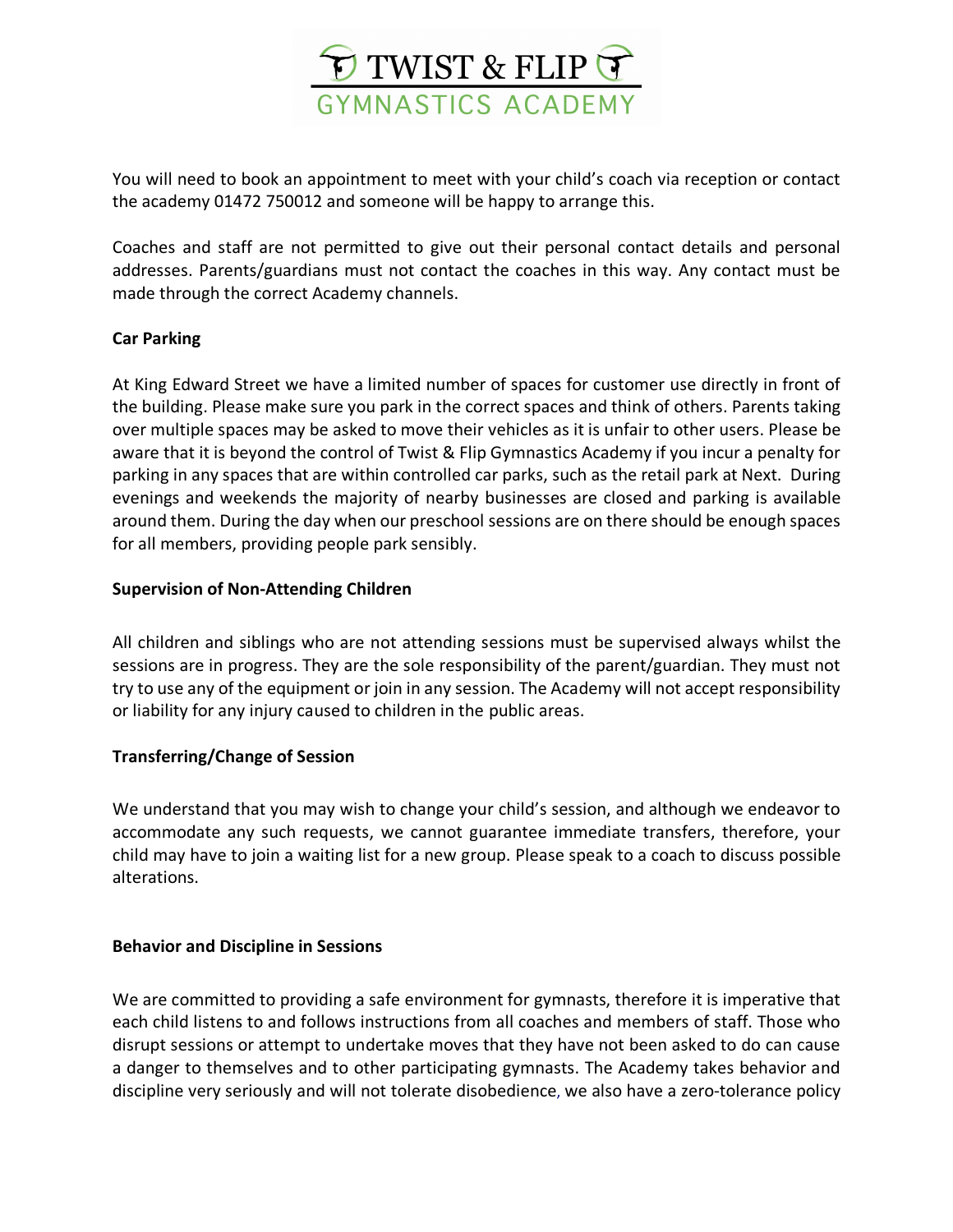You will need to book an appointment to meet with your child's coach via reception or contact the academy 01472 750012 and someone will be happy to arrange this.

Coaches and staff are not permitted to give out their personal contact details and personal addresses. Parents/guardians must not contact the coaches in this way. Any contact must be made through the correct Academy channels.

**Car Parking**

At King Edward Street we have a limited number of spaces for customer use directly in front of the building. Please make sure you park in the correct spaces and think of others. Parents taking over multiple spaces may be asked to move their vehicles as it is unfair to other users. Please be aware that it is beyond the control of Twist & Flip Gymnastics Academy if you incur a penalty for parking in any spaces that are within controlled car parks, such as the retail park at Next. During evenings and weekends the majority of nearby businesses are closed and parking is available around them. During the day when our preschool sessions are on there should be enough spaces for all members, providing people park sensibly.

**Supervision of Non-Attending Children**

All children and siblings who are not attending sessions must be supervised always whilst the sessions are in progress. They are the sole responsibility of the parent/guardian. They must not try to use any of the equipment or join in any session. The Academy will not accept responsibility or liability for any injury caused to children in the public areas.

**Transferring/Change of Session**

We understand that you may wish to change your child's session, and although we endeavor to accommodate any such requests, we cannot guarantee immediate transfers, therefore, your child may have to join a waiting list for a new group. Please speak to a coach to discuss possible alterations.

**Behavior and Discipline in Sessions**

We are committed to providing a safe environment for gymnasts, therefore it is imperative that each child listens to and follows instructions from all coaches and members of staff. Those who disrupt sessions or attempt to undertake moves that they have not been asked to do can cause a danger to themselves and to other participating gymnasts. The Academy takes behavior and discipline very seriously and will not tolerate disobedience, we also have a zero-tolerance policy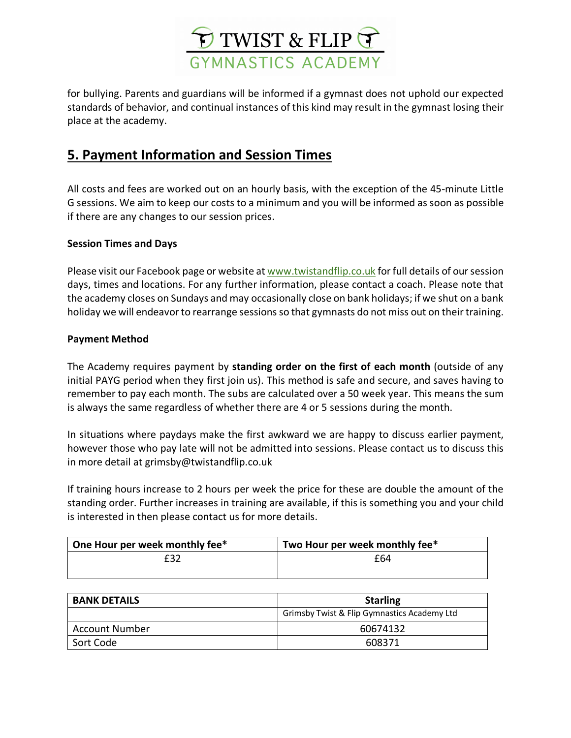for bullying. Parents and guardians will be informed if a gymnast does not uphold our expected standards of behavior, and continual instances of this kind may result in the gymnast losing their place at the academy.

## 5. Payment Information and Session Times

All costs and fees are worked out on an hourly basis, with the exception of the 45-minute Little G sessions. We aim to keep our costs to a minimum and you will be informed as soon as possible if there are any changes to our session prices.

### Session Times and Days

Please visit our Facebook page or website at [www.twistandflip.co.uk](www.twistandflip.co.uk) for full details of our session days, times and locations. For any further information, please contact a coach. Please note that the academy closes on Sundays and may occasionally close on bank holidays; if we shut on a bank holiday we will endeavor to rearrange sessions so that gymnasts do not miss out on their training.

### Payment Method

The Academy requires payment by **standing order on the first of each month** (outside of any initial PAYG period when they first join us). This method is safe and secure, and saves having to remember to pay each month. The subs are calculated over a 50 week year. This means the sum is always the same regardless of whether there are 4 or 5 sessions during the month.

In situations where paydays make the first awkward we are happy to discuss earlier payment, however those who pay late will not be admitted into sessions. Please contact us to discuss this in more detail at grimsby@twistandflip.co.uk

If training hours increase to 2 hours per week the price for these are double the amount of the standing order. Further increases in training are available, if this is something you and your child is interested in then please contact us for more details.

| One Hour per week monthly fee* | Two Hour per week monthly fee* |
|---|---|
| £32 | £64 |

| BANK DETAILS | Starling |
|---|---|
| | Grimsby Twist & Flip Gymnastics Academy Ltd |
| Account Number | 60674132 |
| Sort Code | 608371 |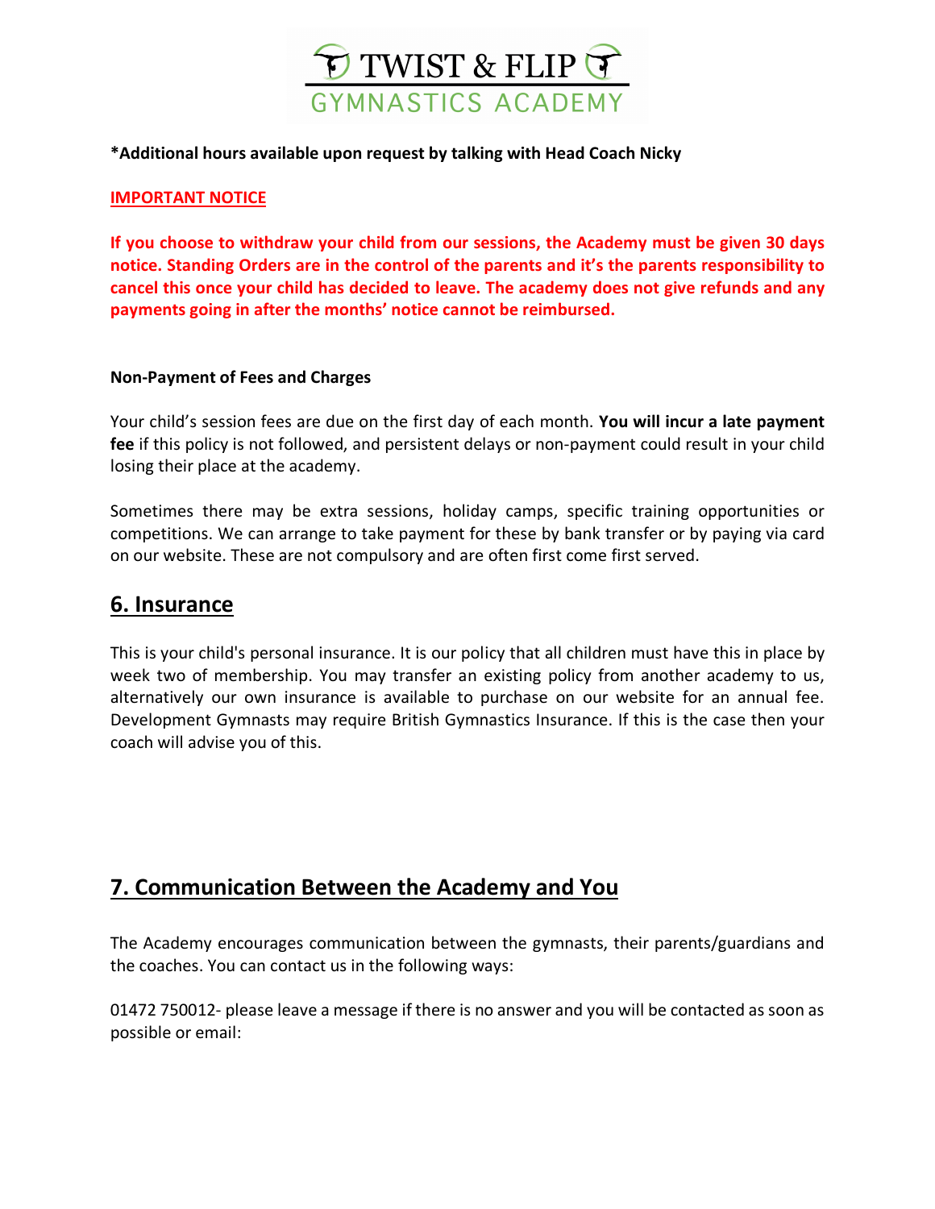**\*Additional hours available upon request by talking with Head Coach Nicky**

**IMPORTANT NOTICE**

**If you choose to withdraw your child from our sessions, the Academy must be given 30 days notice. Standing Orders are in the control of the parents and it's the parents responsibility to cancel this once your child has decided to leave. The academy does not give refunds and any payments going in after the months' notice cannot be reimbursed.**

**Non-Payment of Fees and Charges**

Your child's session fees are due on the first day of each month. **You will incur a late payment fee** if this policy is not followed, and persistent delays or non-payment could result in your child losing their place at the academy.

Sometimes there may be extra sessions, holiday camps, specific training opportunities or competitions. We can arrange to take payment for these by bank transfer or by paying via card on our website. These are not compulsory and are often first come first served.

## 6. Insurance

This is your child's personal insurance. It is our policy that all children must have this in place by week two of membership. You may transfer an existing policy from another academy to us, alternatively our own insurance is available to purchase on our website for an annual fee. Development Gymnasts may require British Gymnastics Insurance. If this is the case then your coach will advise you of this.

## 7. Communication Between the Academy and You

The Academy encourages communication between the gymnasts, their parents/guardians and the coaches. You can contact us in the following ways:

01472 750012- please leave a message if there is no answer and you will be contacted as soon as possible or email: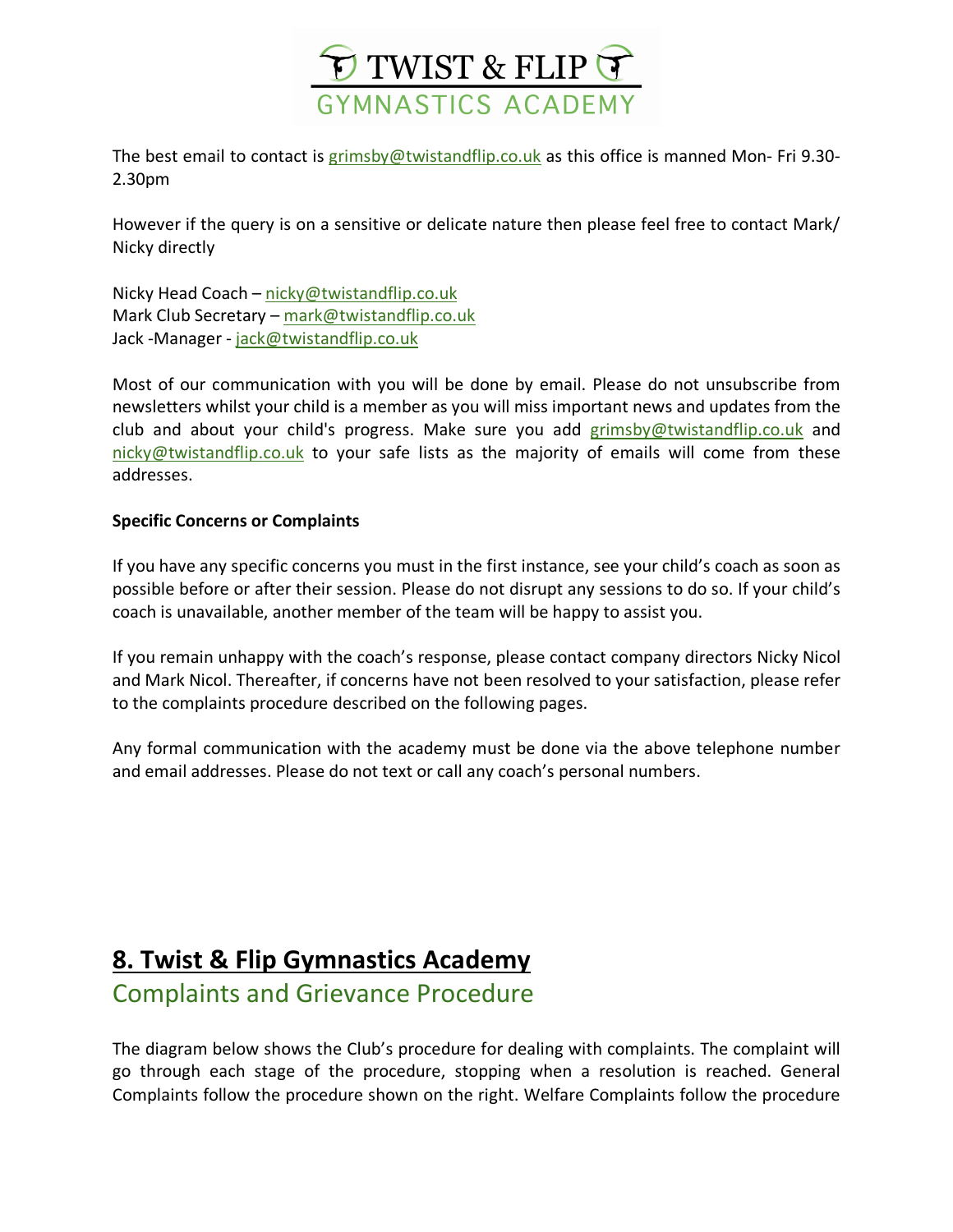The best email to contact is grimsby@twistandflip.co.uk as this office is manned Mon- Fri 9.30-2.30pm

However if the query is on a sensitive or delicate nature then please feel free to contact Mark/ Nicky directly

Nicky Head Coach – nicky@twistandflip.co.uk
Mark Club Secretary – mark@twistandflip.co.uk
Jack -Manager - jack@twistandflip.co.uk

Most of our communication with you will be done by email. Please do not unsubscribe from newsletters whilst your child is a member as you will miss important news and updates from the club and about your child's progress. Make sure you add grimsby@twistandflip.co.uk and nicky@twistandflip.co.uk to your safe lists as the majority of emails will come from these addresses.

**Specific Concerns or Complaints**

If you have any specific concerns you must in the first instance, see your child's coach as soon as possible before or after their session. Please do not disrupt any sessions to do so. If your child's coach is unavailable, another member of the team will be happy to assist you.

If you remain unhappy with the coach's response, please contact company directors Nicky Nicol and Mark Nicol. Thereafter, if concerns have not been resolved to your satisfaction, please refer to the complaints procedure described on the following pages.

Any formal communication with the academy must be done via the above telephone number and email addresses. Please do not text or call any coach's personal numbers.

# 8. Twist & Flip Gymnastics Academy

## Complaints and Grievance Procedure

The diagram below shows the Club's procedure for dealing with complaints. The complaint will go through each stage of the procedure, stopping when a resolution is reached. General Complaints follow the procedure shown on the right. Welfare Complaints follow the procedure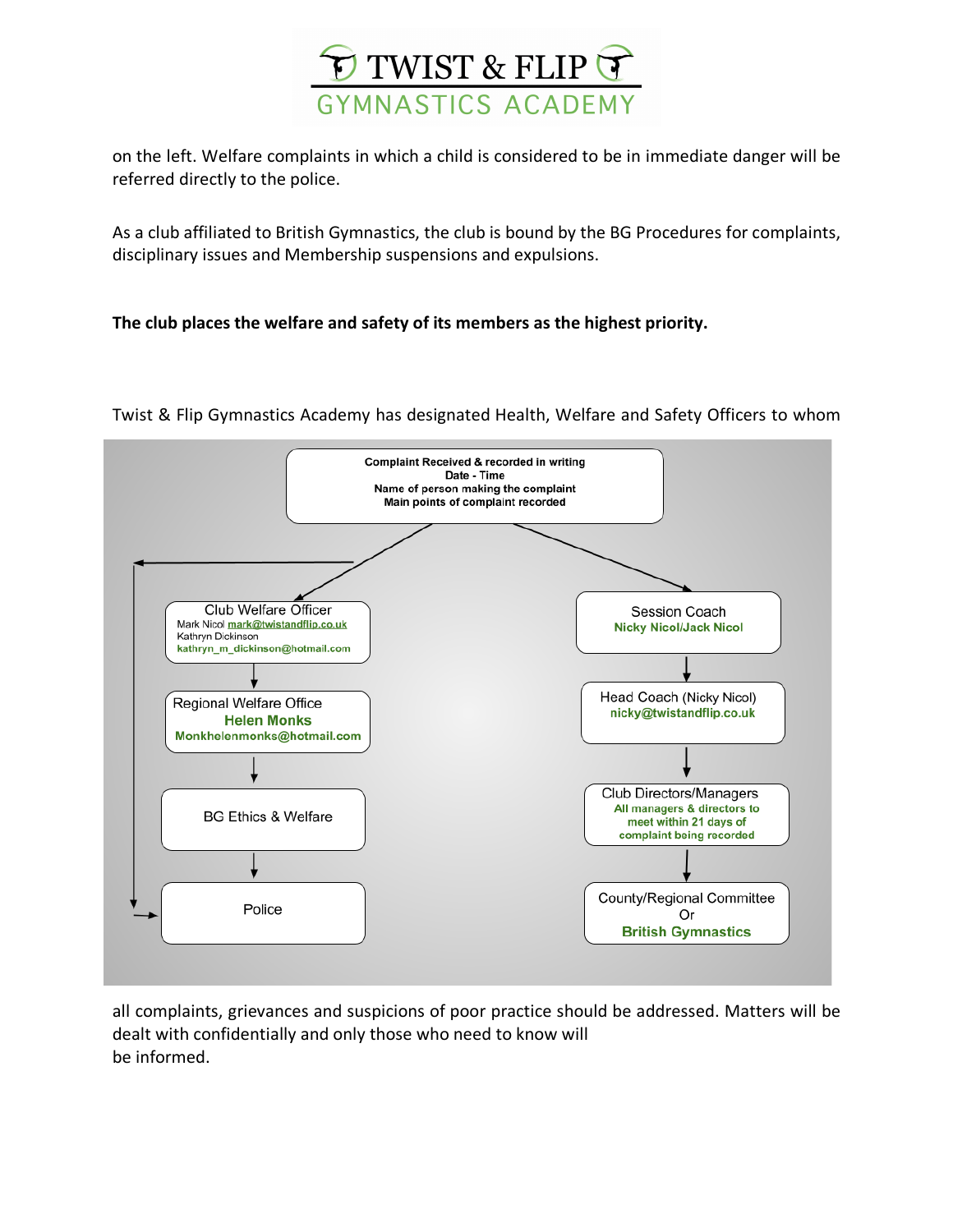on the left. Welfare complaints in which a child is considered to be in immediate danger will be referred directly to the police.

As a club affiliated to British Gymnastics, the club is bound by the BG Procedures for complaints, disciplinary issues and Membership suspensions and expulsions.

**The club places the welfare and safety of its members as the highest priority.**

Twist & Flip Gymnastics Academy has designated Health, Welfare and Safety Officers to whom

**Complaint Received & recorded in writing**
**Date - Time**
**Name of person making the complaint**
**Main points of complaint recorded**

Left path:

- Club Welfare Officer
  Mark Nicol mark@twistandflip.co.uk
  Kathryn Dickinson
  kathryn_m_dickinson@hotmail.com
- ↓ Regional Welfare Office
  **Helen Monks**
  **Monkhelenmonks@hotmail.com**
- ↓ BG Ethics & Welfare
- ↓ Police

(Direct route from the complaint to Police)

Right path:

- Session Coach
  **Nicky Nicol/Jack Nicol**
- ↓ Head Coach (Nicky Nicol)
  **nicky@twistandflip.co.uk**
- ↓ Club Directors/Managers
  **All managers & directors to meet within 21 days of complaint being recorded**
- ↓ County/Regional Committee
  Or
  **British Gymnastics**

all complaints, grievances and suspicions of poor practice should be addressed. Matters will be dealt with confidentially and only those who need to know will be informed.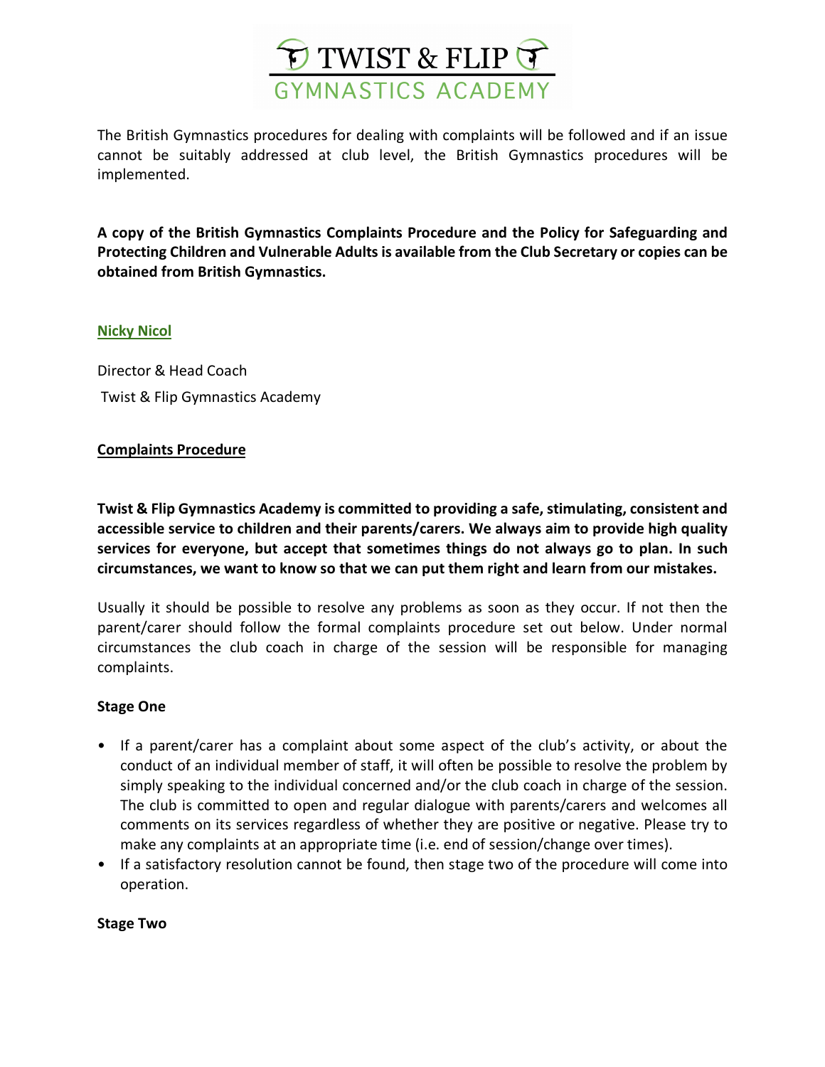The British Gymnastics procedures for dealing with complaints will be followed and if an issue cannot be suitably addressed at club level, the British Gymnastics procedures will be implemented.

**A copy of the British Gymnastics Complaints Procedure and the Policy for Safeguarding and Protecting Children and Vulnerable Adults is available from the Club Secretary or copies can be obtained from British Gymnastics.**

**Nicky Nicol**

Director & Head Coach

Twist & Flip Gymnastics Academy

## Complaints Procedure

**Twist & Flip Gymnastics Academy is committed to providing a safe, stimulating, consistent and accessible service to children and their parents/carers. We always aim to provide high quality services for everyone, but accept that sometimes things do not always go to plan. In such circumstances, we want to know so that we can put them right and learn from our mistakes.**

Usually it should be possible to resolve any problems as soon as they occur. If not then the parent/carer should follow the formal complaints procedure set out below. Under normal circumstances the club coach in charge of the session will be responsible for managing complaints.

### Stage One

- If a parent/carer has a complaint about some aspect of the club's activity, or about the conduct of an individual member of staff, it will often be possible to resolve the problem by simply speaking to the individual concerned and/or the club coach in charge of the session. The club is committed to open and regular dialogue with parents/carers and welcomes all comments on its services regardless of whether they are positive or negative. Please try to make any complaints at an appropriate time (i.e. end of session/change over times).
- If a satisfactory resolution cannot be found, then stage two of the procedure will come into operation.

### Stage Two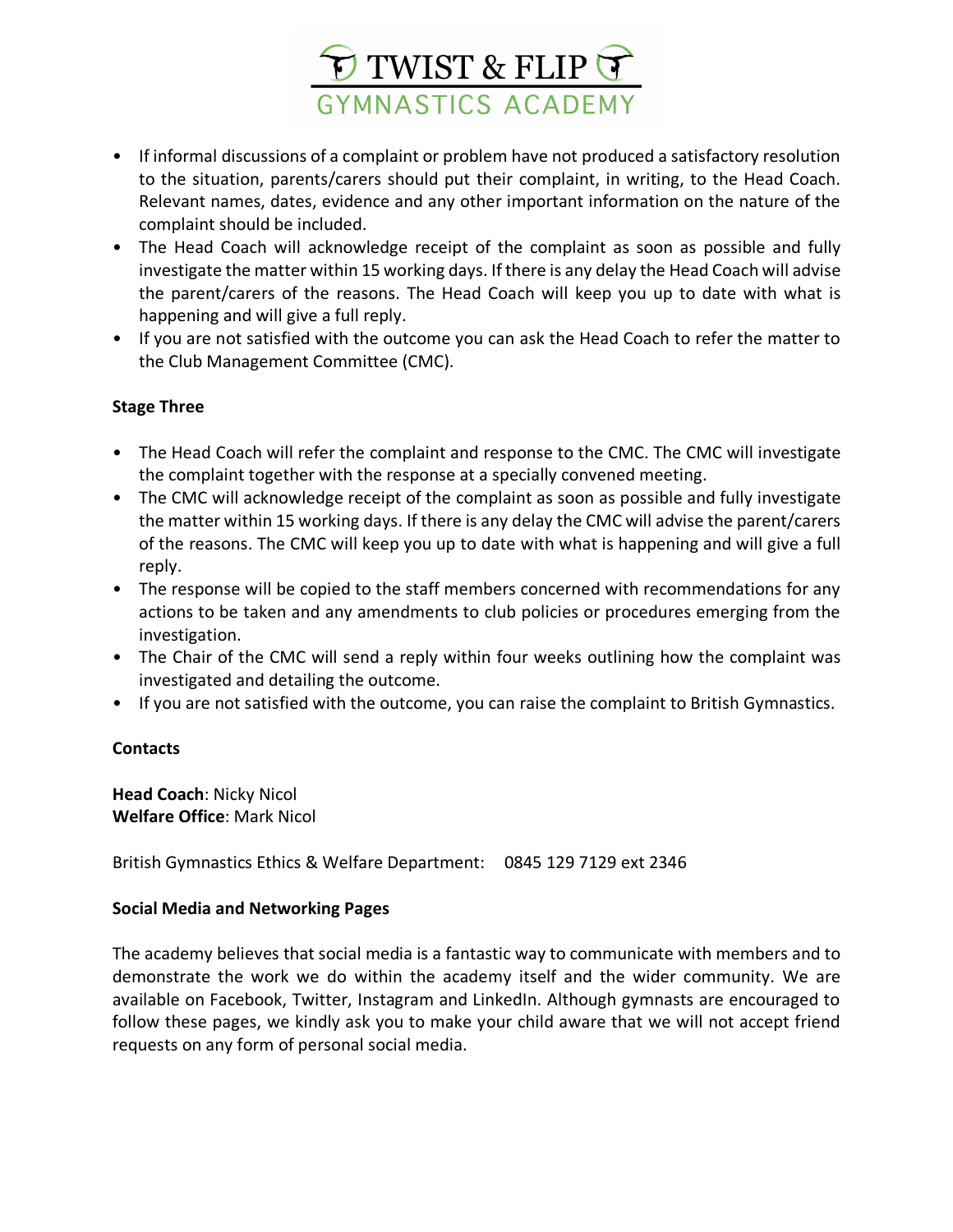- If informal discussions of a complaint or problem have not produced a satisfactory resolution to the situation, parents/carers should put their complaint, in writing, to the Head Coach. Relevant names, dates, evidence and any other important information on the nature of the complaint should be included.
- The Head Coach will acknowledge receipt of the complaint as soon as possible and fully investigate the matter within 15 working days. If there is any delay the Head Coach will advise the parent/carers of the reasons. The Head Coach will keep you up to date with what is happening and will give a full reply.
- If you are not satisfied with the outcome you can ask the Head Coach to refer the matter to the Club Management Committee (CMC).

**Stage Three**

- The Head Coach will refer the complaint and response to the CMC. The CMC will investigate the complaint together with the response at a specially convened meeting.
- The CMC will acknowledge receipt of the complaint as soon as possible and fully investigate the matter within 15 working days. If there is any delay the CMC will advise the parent/carers of the reasons. The CMC will keep you up to date with what is happening and will give a full reply.
- The response will be copied to the staff members concerned with recommendations for any actions to be taken and any amendments to club policies or procedures emerging from the investigation.
- The Chair of the CMC will send a reply within four weeks outlining how the complaint was investigated and detailing the outcome.
- If you are not satisfied with the outcome, you can raise the complaint to British Gymnastics.

**Contacts**

**Head Coach**: Nicky Nicol
**Welfare Office**: Mark Nicol

British Gymnastics Ethics & Welfare Department: 0845 129 7129 ext 2346

**Social Media and Networking Pages**

The academy believes that social media is a fantastic way to communicate with members and to demonstrate the work we do within the academy itself and the wider community. We are available on Facebook, Twitter, Instagram and LinkedIn. Although gymnasts are encouraged to follow these pages, we kindly ask you to make your child aware that we will not accept friend requests on any form of personal social media.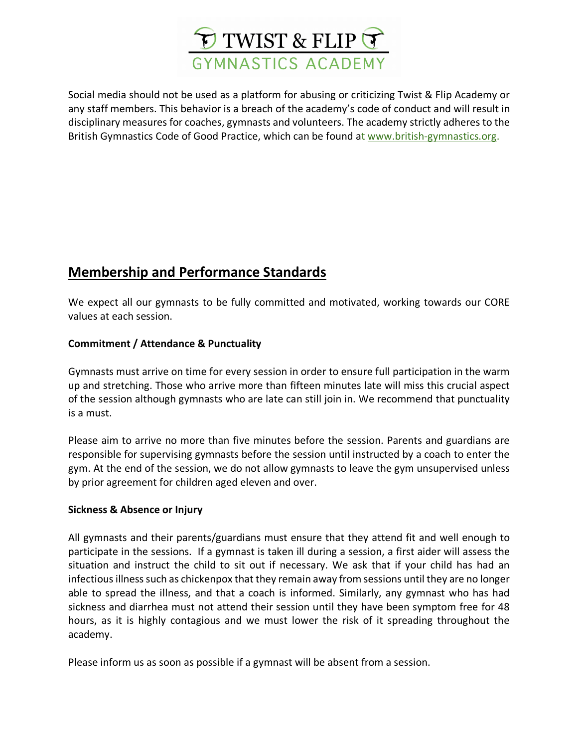Social media should not be used as a platform for abusing or criticizing Twist & Flip Academy or any staff members. This behavior is a breach of the academy's code of conduct and will result in disciplinary measures for coaches, gymnasts and volunteers. The academy strictly adheres to the British Gymnastics Code of Good Practice, which can be found at www.british-gymnastics.org.

## Membership and Performance Standards

We expect all our gymnasts to be fully committed and motivated, working towards our CORE values at each session.

**Commitment / Attendance & Punctuality**

Gymnasts must arrive on time for every session in order to ensure full participation in the warm up and stretching. Those who arrive more than fifteen minutes late will miss this crucial aspect of the session although gymnasts who are late can still join in. We recommend that punctuality is a must.

Please aim to arrive no more than five minutes before the session. Parents and guardians are responsible for supervising gymnasts before the session until instructed by a coach to enter the gym. At the end of the session, we do not allow gymnasts to leave the gym unsupervised unless by prior agreement for children aged eleven and over.

**Sickness & Absence or Injury**

All gymnasts and their parents/guardians must ensure that they attend fit and well enough to participate in the sessions. If a gymnast is taken ill during a session, a first aider will assess the situation and instruct the child to sit out if necessary. We ask that if your child has had an infectious illness such as chickenpox that they remain away from sessions until they are no longer able to spread the illness, and that a coach is informed. Similarly, any gymnast who has had sickness and diarrhea must not attend their session until they have been symptom free for 48 hours, as it is highly contagious and we must lower the risk of it spreading throughout the academy.

Please inform us as soon as possible if a gymnast will be absent from a session.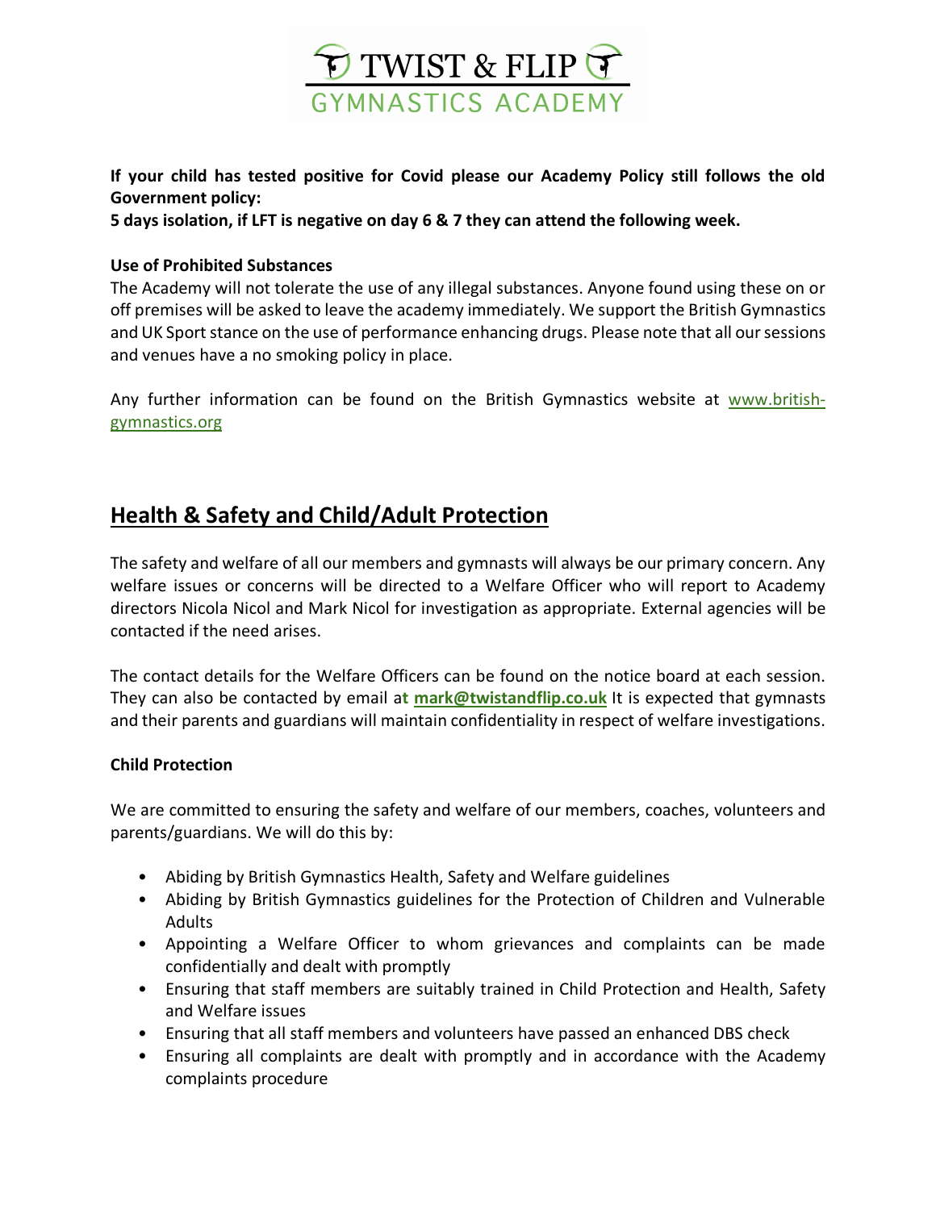**If your child has tested positive for Covid please our Academy Policy still follows the old Government policy:**
**5 days isolation, if LFT is negative on day 6 & 7 they can attend the following week.**

**Use of Prohibited Substances**

The Academy will not tolerate the use of any illegal substances. Anyone found using these on or off premises will be asked to leave the academy immediately. We support the British Gymnastics and UK Sport stance on the use of performance enhancing drugs. Please note that all our sessions and venues have a no smoking policy in place.

Any further information can be found on the British Gymnastics website at www.british-gymnastics.org

## Health & Safety and Child/Adult Protection

The safety and welfare of all our members and gymnasts will always be our primary concern. Any welfare issues or concerns will be directed to a Welfare Officer who will report to Academy directors Nicola Nicol and Mark Nicol for investigation as appropriate. External agencies will be contacted if the need arises.

The contact details for the Welfare Officers can be found on the notice board at each session. They can also be contacted by email at **mark@twistandflip.co.uk** It is expected that gymnasts and their parents and guardians will maintain confidentiality in respect of welfare investigations.

**Child Protection**

We are committed to ensuring the safety and welfare of our members, coaches, volunteers and parents/guardians. We will do this by:

- Abiding by British Gymnastics Health, Safety and Welfare guidelines
- Abiding by British Gymnastics guidelines for the Protection of Children and Vulnerable Adults
- Appointing a Welfare Officer to whom grievances and complaints can be made confidentially and dealt with promptly
- Ensuring that staff members are suitably trained in Child Protection and Health, Safety and Welfare issues
- Ensuring that all staff members and volunteers have passed an enhanced DBS check
- Ensuring all complaints are dealt with promptly and in accordance with the Academy complaints procedure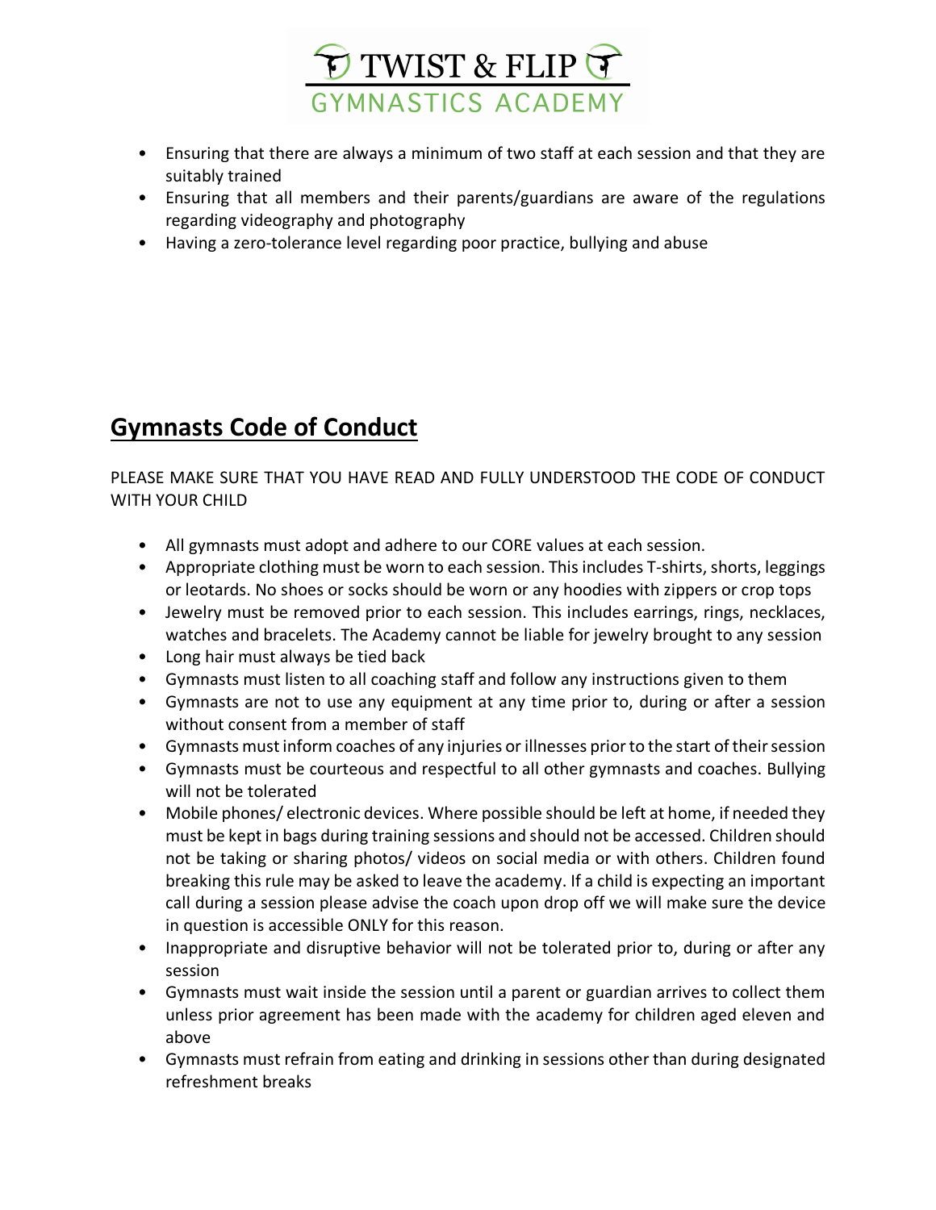- Ensuring that there are always a minimum of two staff at each session and that they are suitably trained
- Ensuring that all members and their parents/guardians are aware of the regulations regarding videography and photography
- Having a zero-tolerance level regarding poor practice, bullying and abuse

## Gymnasts Code of Conduct

PLEASE MAKE SURE THAT YOU HAVE READ AND FULLY UNDERSTOOD THE CODE OF CONDUCT WITH YOUR CHILD

- All gymnasts must adopt and adhere to our CORE values at each session.
- Appropriate clothing must be worn to each session. This includes T-shirts, shorts, leggings or leotards. No shoes or socks should be worn or any hoodies with zippers or crop tops
- Jewelry must be removed prior to each session. This includes earrings, rings, necklaces, watches and bracelets. The Academy cannot be liable for jewelry brought to any session
- Long hair must always be tied back
- Gymnasts must listen to all coaching staff and follow any instructions given to them
- Gymnasts are not to use any equipment at any time prior to, during or after a session without consent from a member of staff
- Gymnasts must inform coaches of any injuries or illnesses prior to the start of their session
- Gymnasts must be courteous and respectful to all other gymnasts and coaches. Bullying will not be tolerated
- Mobile phones/ electronic devices. Where possible should be left at home, if needed they must be kept in bags during training sessions and should not be accessed. Children should not be taking or sharing photos/ videos on social media or with others. Children found breaking this rule may be asked to leave the academy. If a child is expecting an important call during a session please advise the coach upon drop off we will make sure the device in question is accessible ONLY for this reason.
- Inappropriate and disruptive behavior will not be tolerated prior to, during or after any session
- Gymnasts must wait inside the session until a parent or guardian arrives to collect them unless prior agreement has been made with the academy for children aged eleven and above
- Gymnasts must refrain from eating and drinking in sessions other than during designated refreshment breaks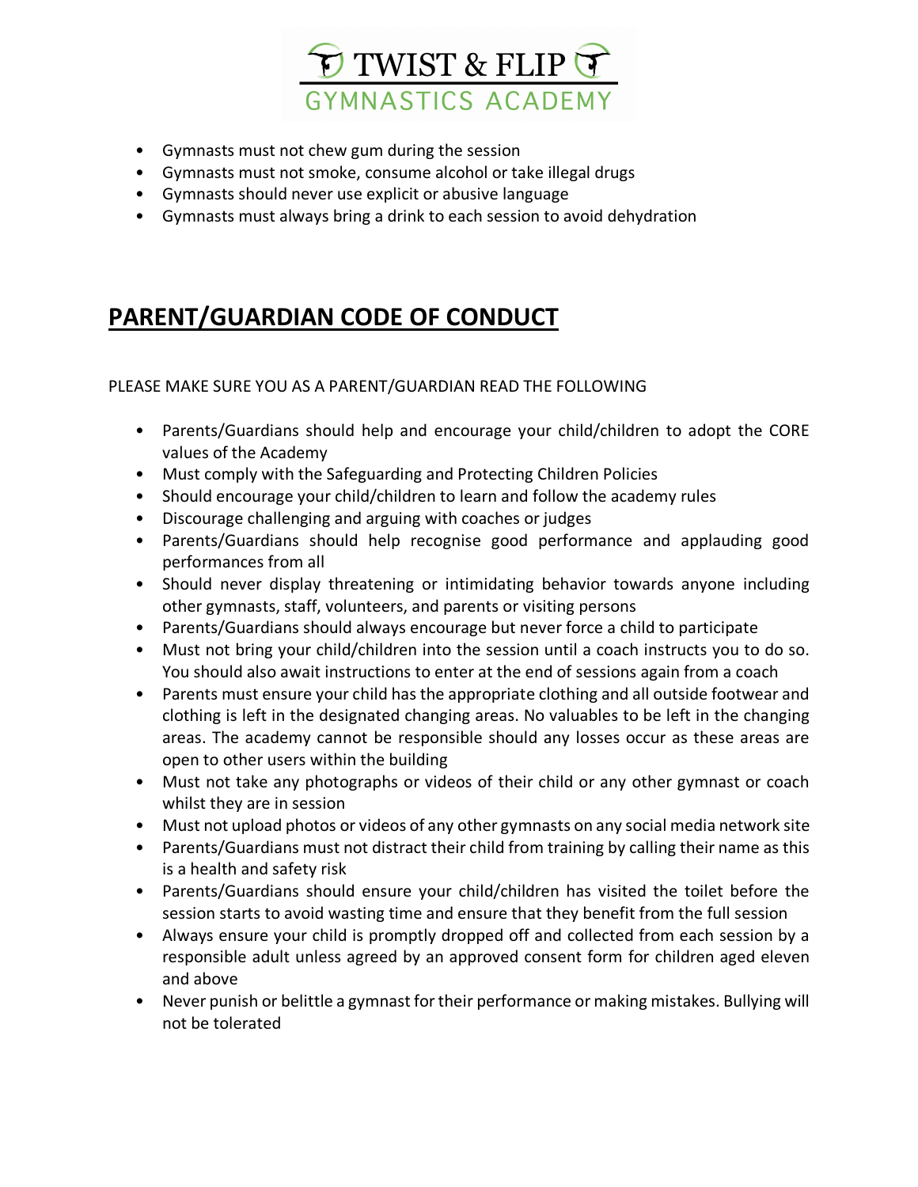- Gymnasts must not chew gum during the session
- Gymnasts must not smoke, consume alcohol or take illegal drugs
- Gymnasts should never use explicit or abusive language
- Gymnasts must always bring a drink to each session to avoid dehydration

## PARENT/GUARDIAN CODE OF CONDUCT

PLEASE MAKE SURE YOU AS A PARENT/GUARDIAN READ THE FOLLOWING

- Parents/Guardians should help and encourage your child/children to adopt the CORE values of the Academy
- Must comply with the Safeguarding and Protecting Children Policies
- Should encourage your child/children to learn and follow the academy rules
- Discourage challenging and arguing with coaches or judges
- Parents/Guardians should help recognise good performance and applauding good performances from all
- Should never display threatening or intimidating behavior towards anyone including other gymnasts, staff, volunteers, and parents or visiting persons
- Parents/Guardians should always encourage but never force a child to participate
- Must not bring your child/children into the session until a coach instructs you to do so. You should also await instructions to enter at the end of sessions again from a coach
- Parents must ensure your child has the appropriate clothing and all outside footwear and clothing is left in the designated changing areas. No valuables to be left in the changing areas. The academy cannot be responsible should any losses occur as these areas are open to other users within the building
- Must not take any photographs or videos of their child or any other gymnast or coach whilst they are in session
- Must not upload photos or videos of any other gymnasts on any social media network site
- Parents/Guardians must not distract their child from training by calling their name as this is a health and safety risk
- Parents/Guardians should ensure your child/children has visited the toilet before the session starts to avoid wasting time and ensure that they benefit from the full session
- Always ensure your child is promptly dropped off and collected from each session by a responsible adult unless agreed by an approved consent form for children aged eleven and above
- Never punish or belittle a gymnast for their performance or making mistakes. Bullying will not be tolerated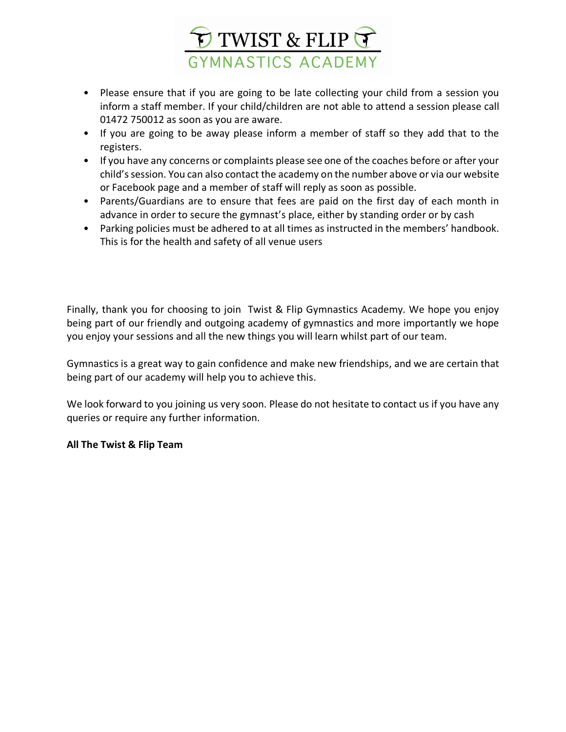- Please ensure that if you are going to be late collecting your child from a session you inform a staff member. If your child/children are not able to attend a session please call 01472 750012 as soon as you are aware.
- If you are going to be away please inform a member of staff so they add that to the registers.
- If you have any concerns or complaints please see one of the coaches before or after your child's session. You can also contact the academy on the number above or via our website or Facebook page and a member of staff will reply as soon as possible.
- Parents/Guardians are to ensure that fees are paid on the first day of each month in advance in order to secure the gymnast's place, either by standing order or by cash
- Parking policies must be adhered to at all times as instructed in the members' handbook. This is for the health and safety of all venue users

Finally, thank you for choosing to join Twist & Flip Gymnastics Academy. We hope you enjoy being part of our friendly and outgoing academy of gymnastics and more importantly we hope you enjoy your sessions and all the new things you will learn whilst part of our team.

Gymnastics is a great way to gain confidence and make new friendships, and we are certain that being part of our academy will help you to achieve this.

We look forward to you joining us very soon. Please do not hesitate to contact us if you have any queries or require any further information.

**All The Twist & Flip Team**